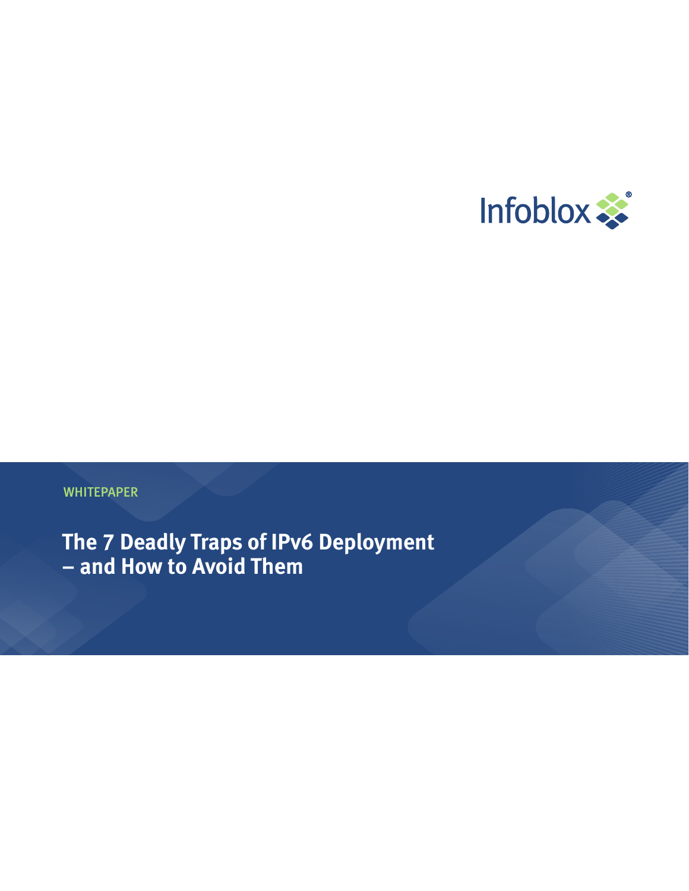Infoblox®

WHITEPAPER

# The 7 Deadly Traps of IPv6 Deployment – and How to Avoid Them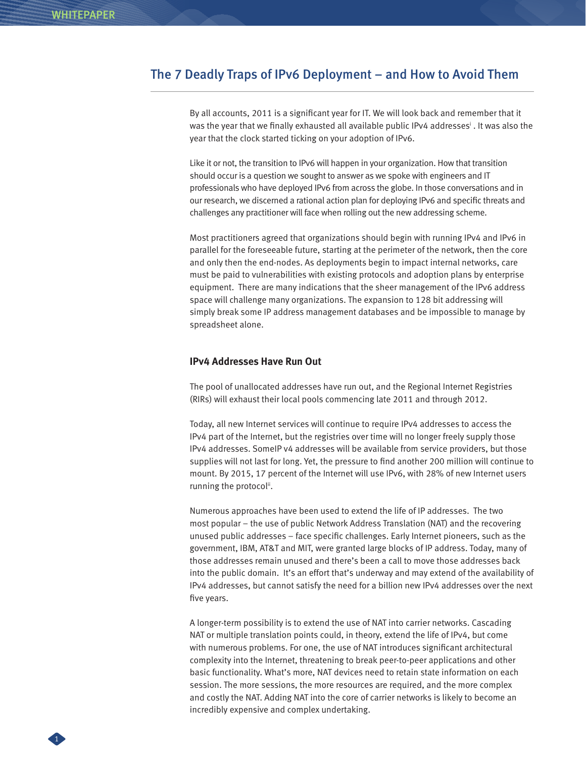## The 7 Deadly Traps of IPv6 Deployment – and How to Avoid Them

By all accounts, 2011 is a significant year for IT. We will look back and remember that it was the year that we finally exhausted all available public IPv4 addresses[i] . It was also the year that the clock started ticking on your adoption of IPv6.

Like it or not, the transition to IPv6 will happen in your organization. How that transition should occur is a question we sought to answer as we spoke with engineers and IT professionals who have deployed IPv6 from across the globe. In those conversations and in our research, we discerned a rational action plan for deploying IPv6 and specific threats and challenges any practitioner will face when rolling out the new addressing scheme.

Most practitioners agreed that organizations should begin with running IPv4 and IPv6 in parallel for the foreseeable future, starting at the perimeter of the network, then the core and only then the end-nodes. As deployments begin to impact internal networks, care must be paid to vulnerabilities with existing protocols and adoption plans by enterprise equipment. There are many indications that the sheer management of the IPv6 address space will challenge many organizations. The expansion to 128 bit addressing will simply break some IP address management databases and be impossible to manage by spreadsheet alone.

### IPv4 Addresses Have Run Out

The pool of unallocated addresses have run out, and the Regional Internet Registries (RIRs) will exhaust their local pools commencing late 2011 and through 2012.

Today, all new Internet services will continue to require IPv4 addresses to access the IPv4 part of the Internet, but the registries over time will no longer freely supply those IPv4 addresses. SomeIP v4 addresses will be available from service providers, but those supplies will not last for long. Yet, the pressure to find another 200 million will continue to mount. By 2015, 17 percent of the Internet will use IPv6, with 28% of new Internet users running the protocol[ii].

Numerous approaches have been used to extend the life of IP addresses. The two most popular – the use of public Network Address Translation (NAT) and the recovering unused public addresses – face specific challenges. Early Internet pioneers, such as the government, IBM, AT&T and MIT, were granted large blocks of IP address. Today, many of those addresses remain unused and there's been a call to move those addresses back into the public domain. It's an effort that's underway and may extend of the availability of IPv4 addresses, but cannot satisfy the need for a billion new IPv4 addresses over the next five years.

A longer-term possibility is to extend the use of NAT into carrier networks. Cascading NAT or multiple translation points could, in theory, extend the life of IPv4, but come with numerous problems. For one, the use of NAT introduces significant architectural complexity into the Internet, threatening to break peer-to-peer applications and other basic functionality. What's more, NAT devices need to retain state information on each session. The more sessions, the more resources are required, and the more complex and costly the NAT. Adding NAT into the core of carrier networks is likely to become an incredibly expensive and complex undertaking.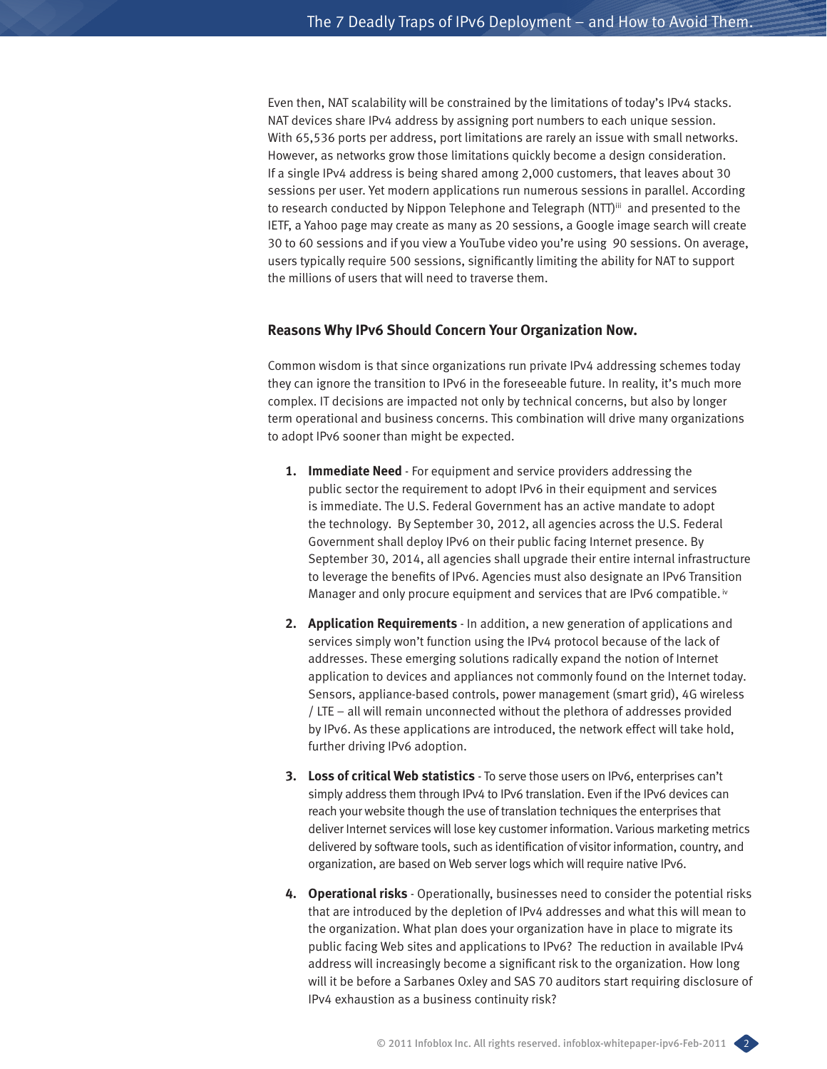Even then, NAT scalability will be constrained by the limitations of today's IPv4 stacks. NAT devices share IPv4 address by assigning port numbers to each unique session. With 65,536 ports per address, port limitations are rarely an issue with small networks. However, as networks grow those limitations quickly become a design consideration. If a single IPv4 address is being shared among 2,000 customers, that leaves about 30 sessions per user. Yet modern applications run numerous sessions in parallel. According to research conducted by Nippon Telephone and Telegraph (NTT)[iii] and presented to the IETF, a Yahoo page may create as many as 20 sessions, a Google image search will create 30 to 60 sessions and if you view a YouTube video you're using 90 sessions. On average, users typically require 500 sessions, significantly limiting the ability for NAT to support the millions of users that will need to traverse them.

### Reasons Why IPv6 Should Concern Your Organization Now.

Common wisdom is that since organizations run private IPv4 addressing schemes today they can ignore the transition to IPv6 in the foreseeable future. In reality, it's much more complex. IT decisions are impacted not only by technical concerns, but also by longer term operational and business concerns. This combination will drive many organizations to adopt IPv6 sooner than might be expected.

1. **Immediate Need** - For equipment and service providers addressing the public sector the requirement to adopt IPv6 in their equipment and services is immediate. The U.S. Federal Government has an active mandate to adopt the technology. By September 30, 2012, all agencies across the U.S. Federal Government shall deploy IPv6 on their public facing Internet presence. By September 30, 2014, all agencies shall upgrade their entire internal infrastructure to leverage the benefits of IPv6. Agencies must also designate an IPv6 Transition Manager and only procure equipment and services that are IPv6 compatible.[iv]

2. **Application Requirements** - In addition, a new generation of applications and services simply won't function using the IPv4 protocol because of the lack of addresses. These emerging solutions radically expand the notion of Internet application to devices and appliances not commonly found on the Internet today. Sensors, appliance-based controls, power management (smart grid), 4G wireless / LTE – all will remain unconnected without the plethora of addresses provided by IPv6. As these applications are introduced, the network effect will take hold, further driving IPv6 adoption.

3. **Loss of critical Web statistics** - To serve those users on IPv6, enterprises can't simply address them through IPv4 to IPv6 translation. Even if the IPv6 devices can reach your website though the use of translation techniques the enterprises that deliver Internet services will lose key customer information. Various marketing metrics delivered by software tools, such as identification of visitor information, country, and organization, are based on Web server logs which will require native IPv6.

4. **Operational risks** - Operationally, businesses need to consider the potential risks that are introduced by the depletion of IPv4 addresses and what this will mean to the organization. What plan does your organization have in place to migrate its public facing Web sites and applications to IPv6? The reduction in available IPv4 address will increasingly become a significant risk to the organization. How long will it be before a Sarbanes Oxley and SAS 70 auditors start requiring disclosure of IPv4 exhaustion as a business continuity risk?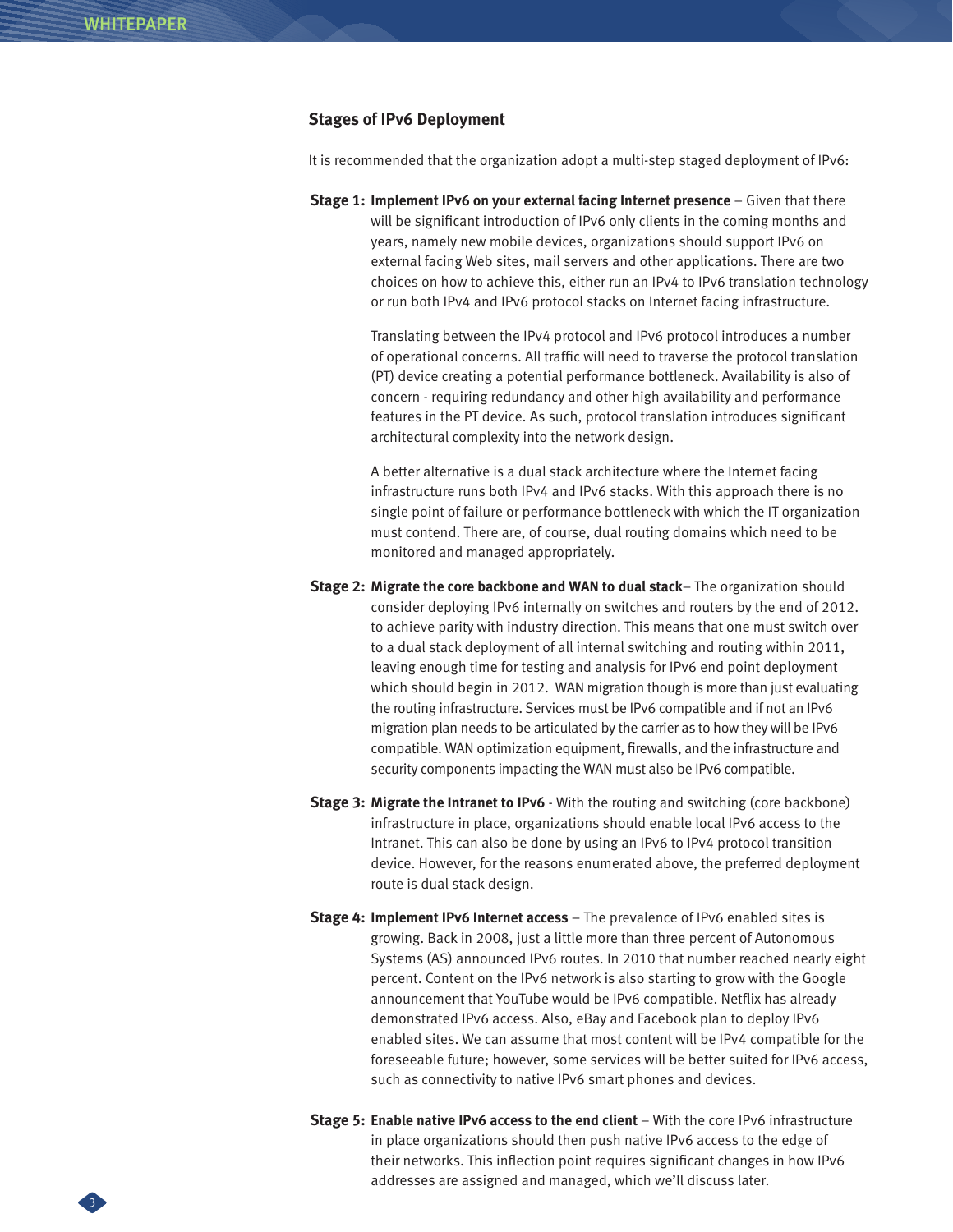## Stages of IPv6 Deployment

It is recommended that the organization adopt a multi-step staged deployment of IPv6:

**Stage 1: Implement IPv6 on your external facing Internet presence** – Given that there will be significant introduction of IPv6 only clients in the coming months and years, namely new mobile devices, organizations should support IPv6 on external facing Web sites, mail servers and other applications. There are two choices on how to achieve this, either run an IPv4 to IPv6 translation technology or run both IPv4 and IPv6 protocol stacks on Internet facing infrastructure.

Translating between the IPv4 protocol and IPv6 protocol introduces a number of operational concerns. All traffic will need to traverse the protocol translation (PT) device creating a potential performance bottleneck. Availability is also of concern - requiring redundancy and other high availability and performance features in the PT device. As such, protocol translation introduces significant architectural complexity into the network design.

A better alternative is a dual stack architecture where the Internet facing infrastructure runs both IPv4 and IPv6 stacks. With this approach there is no single point of failure or performance bottleneck with which the IT organization must contend. There are, of course, dual routing domains which need to be monitored and managed appropriately.

**Stage 2: Migrate the core backbone and WAN to dual stack**– The organization should consider deploying IPv6 internally on switches and routers by the end of 2012. to achieve parity with industry direction. This means that one must switch over to a dual stack deployment of all internal switching and routing within 2011, leaving enough time for testing and analysis for IPv6 end point deployment which should begin in 2012. WAN migration though is more than just evaluating the routing infrastructure. Services must be IPv6 compatible and if not an IPv6 migration plan needs to be articulated by the carrier as to how they will be IPv6 compatible. WAN optimization equipment, firewalls, and the infrastructure and security components impacting the WAN must also be IPv6 compatible.

**Stage 3: Migrate the Intranet to IPv6** - With the routing and switching (core backbone) infrastructure in place, organizations should enable local IPv6 access to the Intranet. This can also be done by using an IPv6 to IPv4 protocol transition device. However, for the reasons enumerated above, the preferred deployment route is dual stack design.

**Stage 4: Implement IPv6 Internet access** – The prevalence of IPv6 enabled sites is growing. Back in 2008, just a little more than three percent of Autonomous Systems (AS) announced IPv6 routes. In 2010 that number reached nearly eight percent. Content on the IPv6 network is also starting to grow with the Google announcement that YouTube would be IPv6 compatible. Netflix has already demonstrated IPv6 access. Also, eBay and Facebook plan to deploy IPv6 enabled sites. We can assume that most content will be IPv4 compatible for the foreseeable future; however, some services will be better suited for IPv6 access, such as connectivity to native IPv6 smart phones and devices.

**Stage 5: Enable native IPv6 access to the end client** – With the core IPv6 infrastructure in place organizations should then push native IPv6 access to the edge of their networks. This inflection point requires significant changes in how IPv6 addresses are assigned and managed, which we'll discuss later.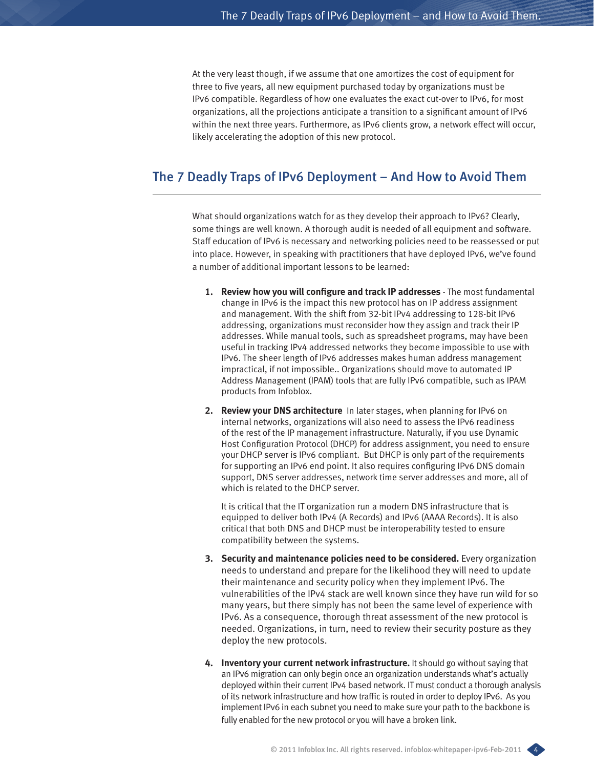At the very least though, if we assume that one amortizes the cost of equipment for three to five years, all new equipment purchased today by organizations must be IPv6 compatible. Regardless of how one evaluates the exact cut-over to IPv6, for most organizations, all the projections anticipate a transition to a significant amount of IPv6 within the next three years. Furthermore, as IPv6 clients grow, a network effect will occur, likely accelerating the adoption of this new protocol.

## The 7 Deadly Traps of IPv6 Deployment – And How to Avoid Them

What should organizations watch for as they develop their approach to IPv6? Clearly, some things are well known. A thorough audit is needed of all equipment and software. Staff education of IPv6 is necessary and networking policies need to be reassessed or put into place. However, in speaking with practitioners that have deployed IPv6, we've found a number of additional important lessons to be learned:

1. **Review how you will configure and track IP addresses** - The most fundamental change in IPv6 is the impact this new protocol has on IP address assignment and management. With the shift from 32-bit IPv4 addressing to 128-bit IPv6 addressing, organizations must reconsider how they assign and track their IP addresses. While manual tools, such as spreadsheet programs, may have been useful in tracking IPv4 addressed networks they become impossible to use with IPv6. The sheer length of IPv6 addresses makes human address management impractical, if not impossible.. Organizations should move to automated IP Address Management (IPAM) tools that are fully IPv6 compatible, such as IPAM products from Infoblox.

2. **Review your DNS architecture** In later stages, when planning for IPv6 on internal networks, organizations will also need to assess the IPv6 readiness of the rest of the IP management infrastructure. Naturally, if you use Dynamic Host Configuration Protocol (DHCP) for address assignment, you need to ensure your DHCP server is IPv6 compliant. But DHCP is only part of the requirements for supporting an IPv6 end point. It also requires configuring IPv6 DNS domain support, DNS server addresses, network time server addresses and more, all of which is related to the DHCP server.

   It is critical that the IT organization run a modern DNS infrastructure that is equipped to deliver both IPv4 (A Records) and IPv6 (AAAA Records). It is also critical that both DNS and DHCP must be interoperability tested to ensure compatibility between the systems.

3. **Security and maintenance policies need to be considered.** Every organization needs to understand and prepare for the likelihood they will need to update their maintenance and security policy when they implement IPv6. The vulnerabilities of the IPv4 stack are well known since they have run wild for so many years, but there simply has not been the same level of experience with IPv6. As a consequence, thorough threat assessment of the new protocol is needed. Organizations, in turn, need to review their security posture as they deploy the new protocols.

4. **Inventory your current network infrastructure.** It should go without saying that an IPv6 migration can only begin once an organization understands what's actually deployed within their current IPv4 based network. IT must conduct a thorough analysis of its network infrastructure and how traffic is routed in order to deploy IPv6. As you implement IPv6 in each subnet you need to make sure your path to the backbone is fully enabled for the new protocol or you will have a broken link.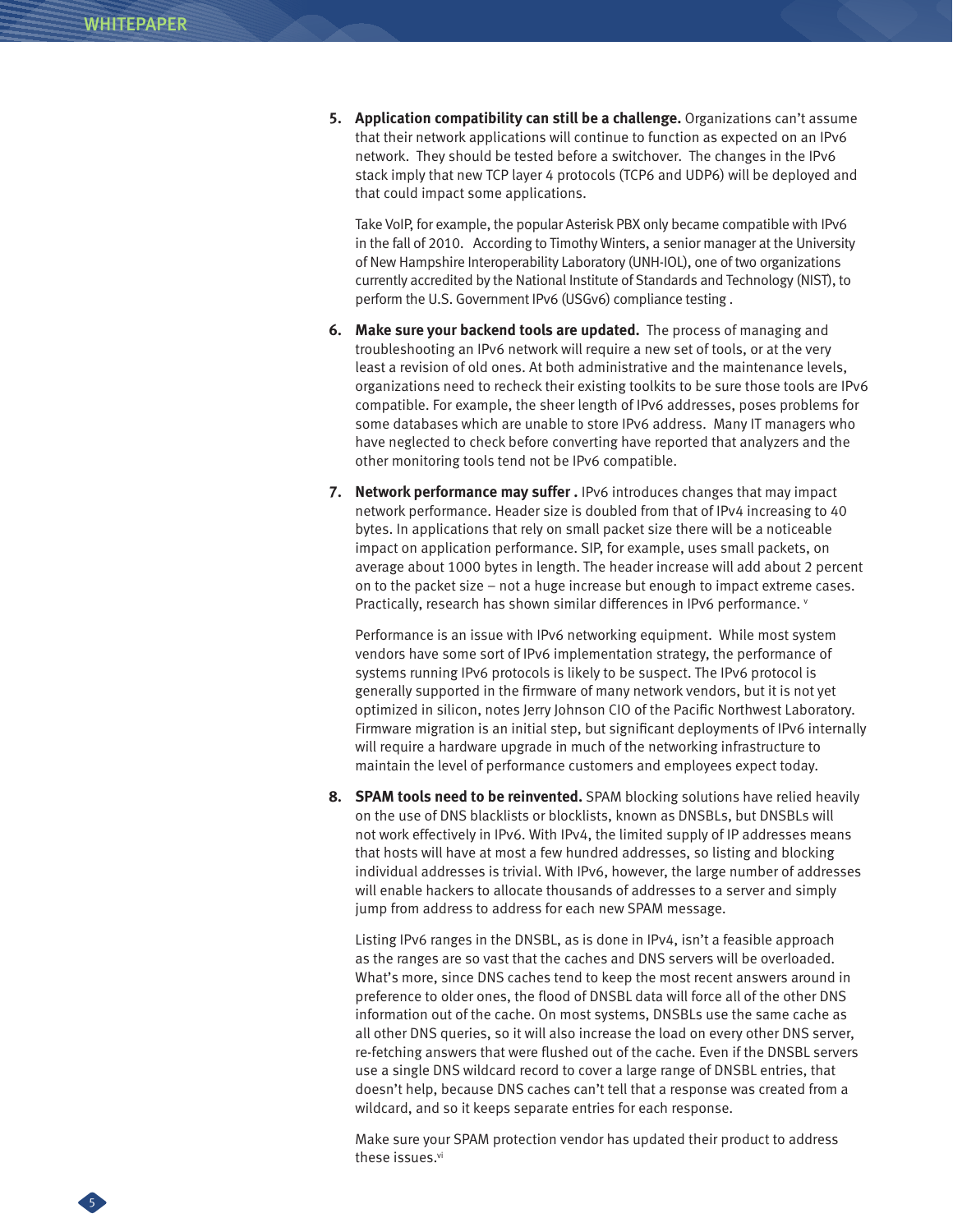5. **Application compatibility can still be a challenge.** Organizations can't assume that their network applications will continue to function as expected on an IPv6 network.  They should be tested before a switchover.  The changes in the IPv6 stack imply that new TCP layer 4 protocols (TCP6 and UDP6) will be deployed and that could impact some applications.

   Take VoIP, for example, the popular Asterisk PBX only became compatible with IPv6 in the fall of 2010.   According to Timothy Winters, a senior manager at the University of New Hampshire Interoperability Laboratory (UNH-IOL), one of two organizations currently accredited by the National Institute of Standards and Technology (NIST), to perform the U.S. Government IPv6 (USGv6) compliance testing .

6. **Make sure your backend tools are updated.** The process of managing and troubleshooting an IPv6 network will require a new set of tools, or at the very least a revision of old ones. At both administrative and the maintenance levels, organizations need to recheck their existing toolkits to be sure those tools are IPv6 compatible. For example, the sheer length of IPv6 addresses, poses problems for some databases which are unable to store IPv6 address.  Many IT managers who have neglected to check before converting have reported that analyzers and the other monitoring tools tend not be IPv6 compatible.

7. **Network performance may suffer .** IPv6 introduces changes that may impact network performance. Header size is doubled from that of IPv4 increasing to 40 bytes. In applications that rely on small packet size there will be a noticeable impact on application performance. SIP, for example, uses small packets, on average about 1000 bytes in length. The header increase will add about 2 percent on to the packet size – not a huge increase but enough to impact extreme cases. Practically, research has shown similar differences in IPv6 performance. [v]

   Performance is an issue with IPv6 networking equipment.  While most system vendors have some sort of IPv6 implementation strategy, the performance of systems running IPv6 protocols is likely to be suspect. The IPv6 protocol is generally supported in the firmware of many network vendors, but it is not yet optimized in silicon, notes Jerry Johnson CIO of the Pacific Northwest Laboratory. Firmware migration is an initial step, but significant deployments of IPv6 internally will require a hardware upgrade in much of the networking infrastructure to maintain the level of performance customers and employees expect today.

8. **SPAM tools need to be reinvented.** SPAM blocking solutions have relied heavily on the use of DNS blacklists or blocklists, known as DNSBLs, but DNSBLs will not work effectively in IPv6. With IPv4, the limited supply of IP addresses means that hosts will have at most a few hundred addresses, so listing and blocking individual addresses is trivial. With IPv6, however, the large number of addresses will enable hackers to allocate thousands of addresses to a server and simply jump from address to address for each new SPAM message.

   Listing IPv6 ranges in the DNSBL, as is done in IPv4, isn't a feasible approach as the ranges are so vast that the caches and DNS servers will be overloaded. What's more, since DNS caches tend to keep the most recent answers around in preference to older ones, the flood of DNSBL data will force all of the other DNS information out of the cache. On most systems, DNSBLs use the same cache as all other DNS queries, so it will also increase the load on every other DNS server, re-fetching answers that were flushed out of the cache. Even if the DNSBL servers use a single DNS wildcard record to cover a large range of DNSBL entries, that doesn't help, because DNS caches can't tell that a response was created from a wildcard, and so it keeps separate entries for each response.

   Make sure your SPAM protection vendor has updated their product to address these issues.[vi]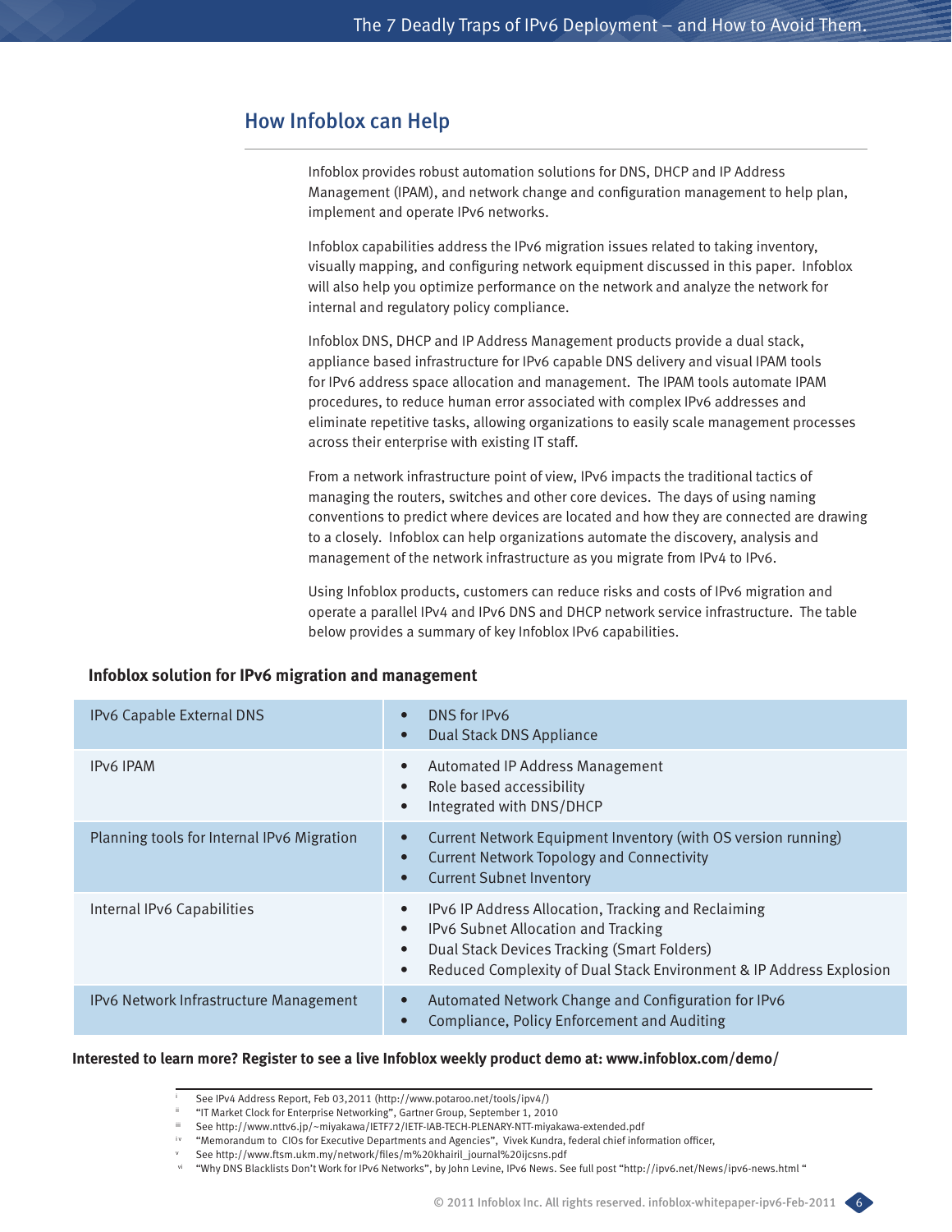## How Infoblox can Help

Infoblox provides robust automation solutions for DNS, DHCP and IP Address Management (IPAM), and network change and configuration management to help plan, implement and operate IPv6 networks.

Infoblox capabilities address the IPv6 migration issues related to taking inventory, visually mapping, and configuring network equipment discussed in this paper. Infoblox will also help you optimize performance on the network and analyze the network for internal and regulatory policy compliance.

Infoblox DNS, DHCP and IP Address Management products provide a dual stack, appliance based infrastructure for IPv6 capable DNS delivery and visual IPAM tools for IPv6 address space allocation and management. The IPAM tools automate IPAM procedures, to reduce human error associated with complex IPv6 addresses and eliminate repetitive tasks, allowing organizations to easily scale management processes across their enterprise with existing IT staff.

From a network infrastructure point of view, IPv6 impacts the traditional tactics of managing the routers, switches and other core devices. The days of using naming conventions to predict where devices are located and how they are connected are drawing to a closely. Infoblox can help organizations automate the discovery, analysis and management of the network infrastructure as you migrate from IPv4 to IPv6.

Using Infoblox products, customers can reduce risks and costs of IPv6 migration and operate a parallel IPv4 and IPv6 DNS and DHCP network service infrastructure. The table below provides a summary of key Infoblox IPv6 capabilities.

**Infoblox solution for IPv6 migration and management**

| Capability | Features |
|---|---|
| IPv6 Capable External DNS | • DNS for IPv6<br>• Dual Stack DNS Appliance |
| IPv6 IPAM | • Automated IP Address Management<br>• Role based accessibility<br>• Integrated with DNS/DHCP |
| Planning tools for Internal IPv6 Migration | • Current Network Equipment Inventory (with OS version running)<br>• Current Network Topology and Connectivity<br>• Current Subnet Inventory |
| Internal IPv6 Capabilities | • IPv6 IP Address Allocation, Tracking and Reclaiming<br>• IPv6 Subnet Allocation and Tracking<br>• Dual Stack Devices Tracking (Smart Folders)<br>• Reduced Complexity of Dual Stack Environment & IP Address Explosion |
| IPv6 Network Infrastructure Management | • Automated Network Change and Configuration for IPv6<br>• Compliance, Policy Enforcement and Auditing |

**Interested to learn more? Register to see a live Infoblox weekly product demo at: www.infoblox.com/demo/**

---

[i] See IPv4 Address Report, Feb 03,2011 (http://www.potaroo.net/tools/ipv4/)
[ii] "IT Market Clock for Enterprise Networking", Gartner Group, September 1, 2010
[iii] See http://www.nttv6.jp/~miyakawa/IETF72/IETF-IAB-TECH-PLENARY-NTT-miyakawa-extended.pdf
[iv] "Memorandum to CIOs for Executive Departments and Agencies", Vivek Kundra, federal chief information officer,
[v] See http://www.ftsm.ukm.my/network/files/m%20khairil_journal%20ijcsns.pdf
[vi] "Why DNS Blacklists Don't Work for IPv6 Networks", by John Levine, IPv6 News. See full post "http://ipv6.net/News/ipv6-news.html "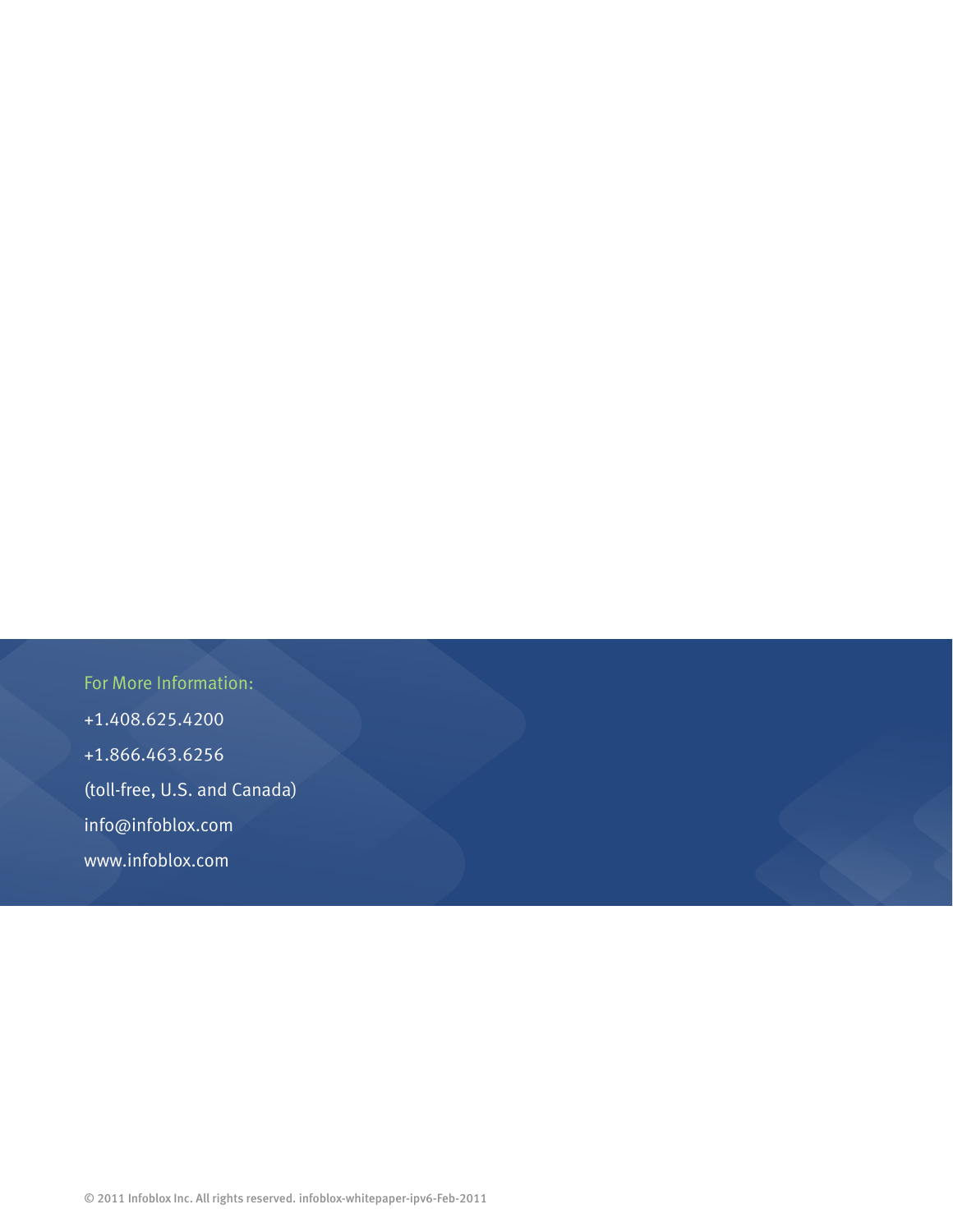For More Information:

+1.408.625.4200

+1.866.463.6256

(toll-free, U.S. and Canada)

info@infoblox.com

www.infoblox.com

© 2011 Infoblox Inc. All rights reserved. infoblox-whitepaper-ipv6-Feb-2011